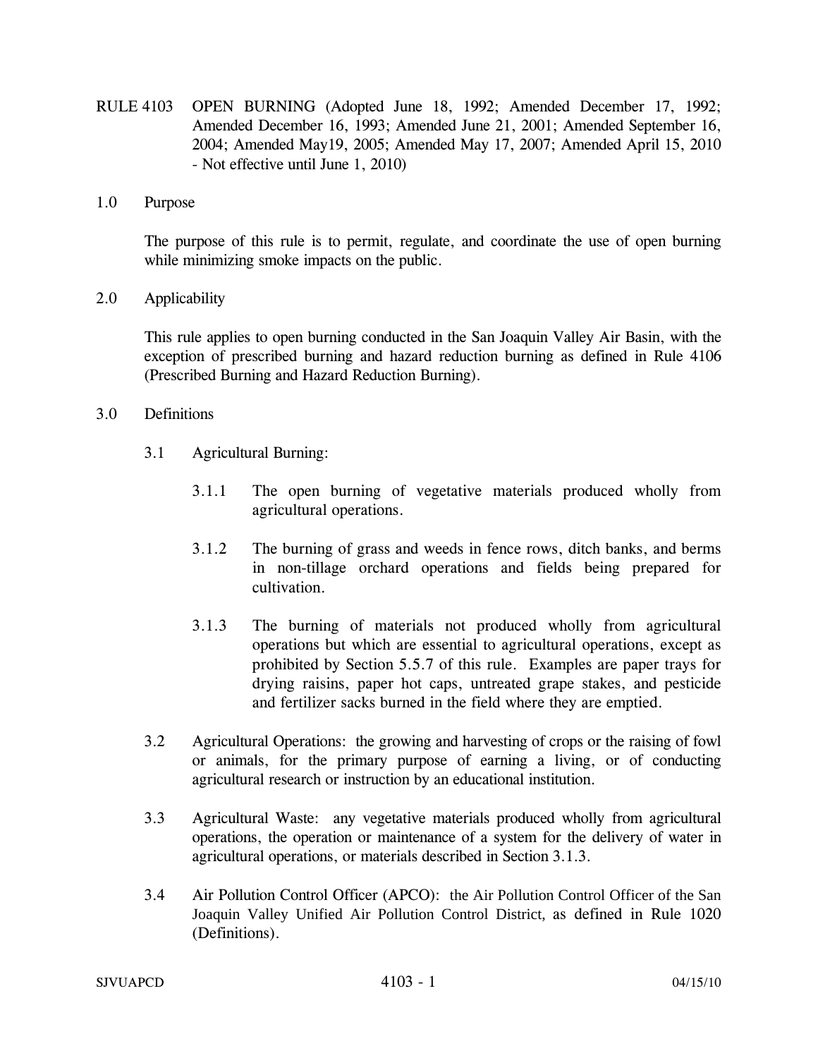# RULE 4103 OPEN BURNING (Adopted June 18, 1992; Amended December 17, 1992; Amended December 16, 1993; Amended June 21, 2001; Amended September 16, 2004; Amended May19, 2005; Amended May 17, 2007; Amended April 15, 2010 - Not effective until June 1, 2010)

## 1.0 Purpose

The purpose of this rule is to permit, regulate, and coordinate the use of open burning while minimizing smoke impacts on the public.

## 2.0 Applicability

This rule applies to open burning conducted in the San Joaquin Valley Air Basin, with the exception of prescribed burning and hazard reduction burning as defined in Rule 4106 (Prescribed Burning and Hazard Reduction Burning).

## 3.0 Definitions

3.1 Agricultural Burning:

3.1.1 The open burning of vegetative materials produced wholly from agricultural operations.

3.1.2 The burning of grass and weeds in fence rows, ditch banks, and berms in non-tillage orchard operations and fields being prepared for cultivation.

3.1.3 The burning of materials not produced wholly from agricultural operations but which are essential to agricultural operations, except as prohibited by Section 5.5.7 of this rule. Examples are paper trays for drying raisins, paper hot caps, untreated grape stakes, and pesticide and fertilizer sacks burned in the field where they are emptied.

3.2 Agricultural Operations: the growing and harvesting of crops or the raising of fowl or animals, for the primary purpose of earning a living, or of conducting agricultural research or instruction by an educational institution.

3.3 Agricultural Waste: any vegetative materials produced wholly from agricultural operations, the operation or maintenance of a system for the delivery of water in agricultural operations, or materials described in Section 3.1.3.

3.4 Air Pollution Control Officer (APCO): the Air Pollution Control Officer of the San Joaquin Valley Unified Air Pollution Control District, as defined in Rule 1020 (Definitions).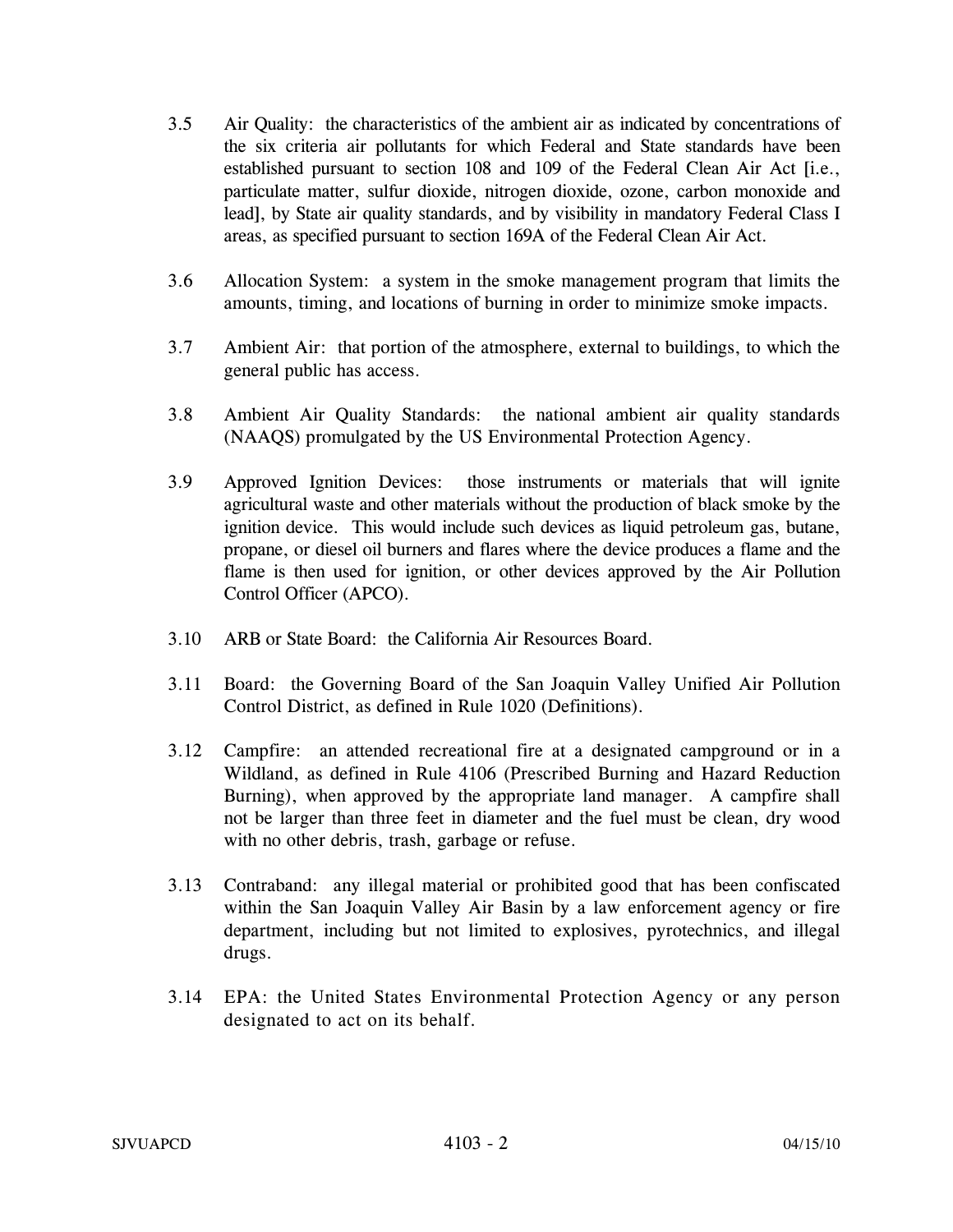3.5 Air Quality: the characteristics of the ambient air as indicated by concentrations of the six criteria air pollutants for which Federal and State standards have been established pursuant to section 108 and 109 of the Federal Clean Air Act [i.e., particulate matter, sulfur dioxide, nitrogen dioxide, ozone, carbon monoxide and lead], by State air quality standards, and by visibility in mandatory Federal Class I areas, as specified pursuant to section 169A of the Federal Clean Air Act.

3.6 Allocation System: a system in the smoke management program that limits the amounts, timing, and locations of burning in order to minimize smoke impacts.

3.7 Ambient Air: that portion of the atmosphere, external to buildings, to which the general public has access.

3.8 Ambient Air Quality Standards: the national ambient air quality standards (NAAQS) promulgated by the US Environmental Protection Agency.

3.9 Approved Ignition Devices: those instruments or materials that will ignite agricultural waste and other materials without the production of black smoke by the ignition device. This would include such devices as liquid petroleum gas, butane, propane, or diesel oil burners and flares where the device produces a flame and the flame is then used for ignition, or other devices approved by the Air Pollution Control Officer (APCO).

3.10 ARB or State Board: the California Air Resources Board.

3.11 Board: the Governing Board of the San Joaquin Valley Unified Air Pollution Control District, as defined in Rule 1020 (Definitions).

3.12 Campfire: an attended recreational fire at a designated campground or in a Wildland, as defined in Rule 4106 (Prescribed Burning and Hazard Reduction Burning), when approved by the appropriate land manager. A campfire shall not be larger than three feet in diameter and the fuel must be clean, dry wood with no other debris, trash, garbage or refuse.

3.13 Contraband: any illegal material or prohibited good that has been confiscated within the San Joaquin Valley Air Basin by a law enforcement agency or fire department, including but not limited to explosives, pyrotechnics, and illegal drugs.

3.14 EPA: the United States Environmental Protection Agency or any person designated to act on its behalf.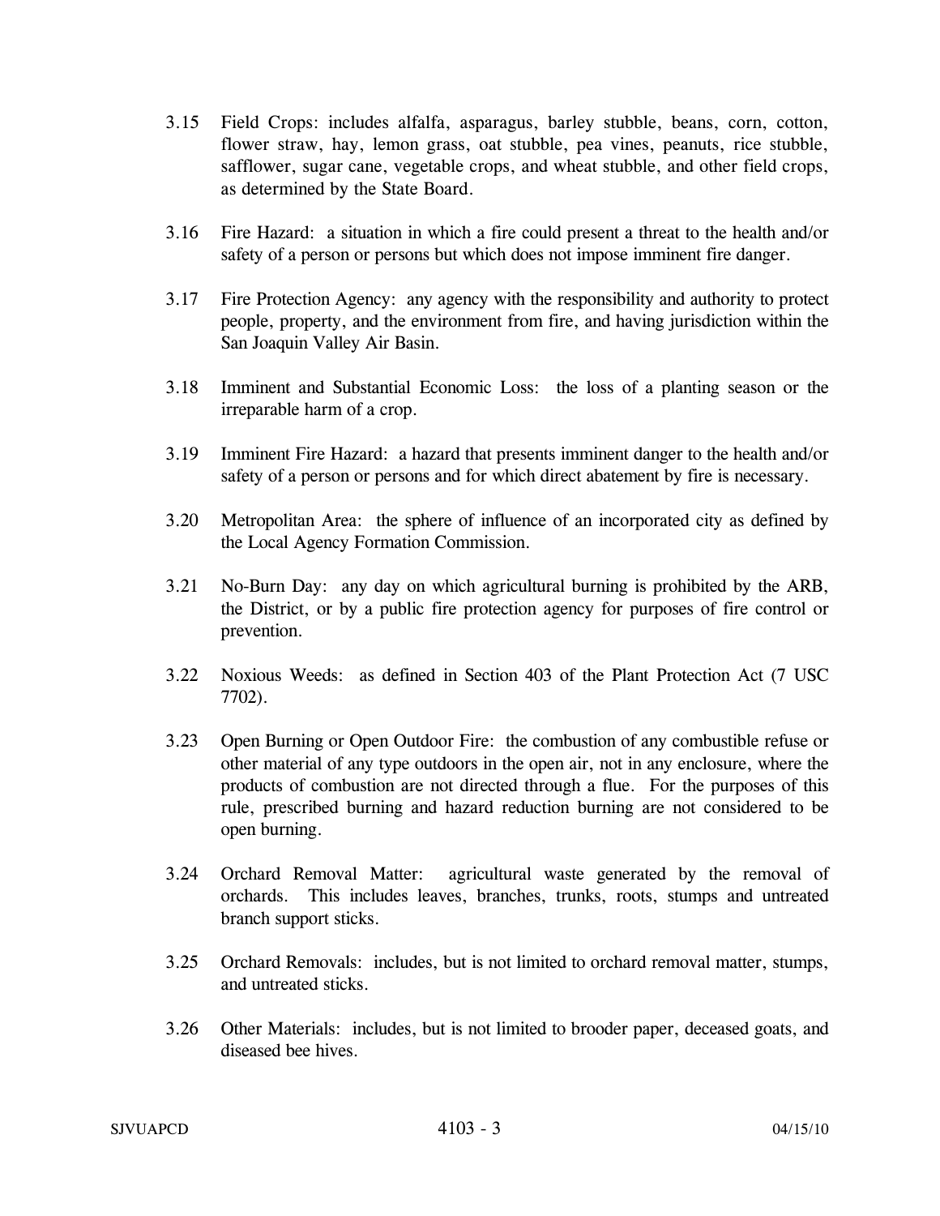3.15 Field Crops: includes alfalfa, asparagus, barley stubble, beans, corn, cotton, flower straw, hay, lemon grass, oat stubble, pea vines, peanuts, rice stubble, safflower, sugar cane, vegetable crops, and wheat stubble, and other field crops, as determined by the State Board.

3.16 Fire Hazard: a situation in which a fire could present a threat to the health and/or safety of a person or persons but which does not impose imminent fire danger.

3.17 Fire Protection Agency: any agency with the responsibility and authority to protect people, property, and the environment from fire, and having jurisdiction within the San Joaquin Valley Air Basin.

3.18 Imminent and Substantial Economic Loss: the loss of a planting season or the irreparable harm of a crop.

3.19 Imminent Fire Hazard: a hazard that presents imminent danger to the health and/or safety of a person or persons and for which direct abatement by fire is necessary.

3.20 Metropolitan Area: the sphere of influence of an incorporated city as defined by the Local Agency Formation Commission.

3.21 No-Burn Day: any day on which agricultural burning is prohibited by the ARB, the District, or by a public fire protection agency for purposes of fire control or prevention.

3.22 Noxious Weeds: as defined in Section 403 of the Plant Protection Act (7 USC 7702).

3.23 Open Burning or Open Outdoor Fire: the combustion of any combustible refuse or other material of any type outdoors in the open air, not in any enclosure, where the products of combustion are not directed through a flue. For the purposes of this rule, prescribed burning and hazard reduction burning are not considered to be open burning.

3.24 Orchard Removal Matter: agricultural waste generated by the removal of orchards. This includes leaves, branches, trunks, roots, stumps and untreated branch support sticks.

3.25 Orchard Removals: includes, but is not limited to orchard removal matter, stumps, and untreated sticks.

3.26 Other Materials: includes, but is not limited to brooder paper, deceased goats, and diseased bee hives.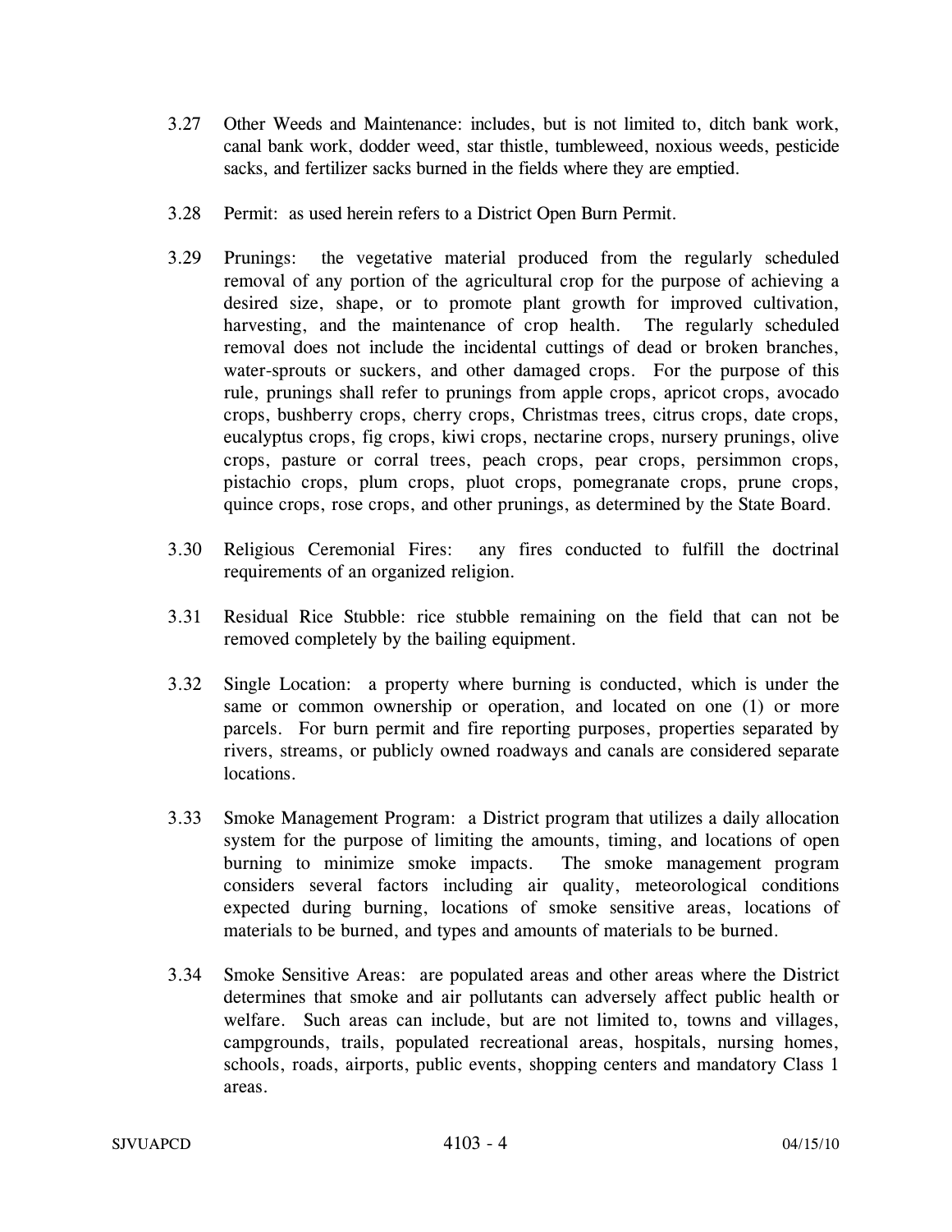3.27 Other Weeds and Maintenance: includes, but is not limited to, ditch bank work, canal bank work, dodder weed, star thistle, tumbleweed, noxious weeds, pesticide sacks, and fertilizer sacks burned in the fields where they are emptied.

3.28 Permit: as used herein refers to a District Open Burn Permit.

3.29 Prunings: the vegetative material produced from the regularly scheduled removal of any portion of the agricultural crop for the purpose of achieving a desired size, shape, or to promote plant growth for improved cultivation, harvesting, and the maintenance of crop health. The regularly scheduled removal does not include the incidental cuttings of dead or broken branches, water-sprouts or suckers, and other damaged crops. For the purpose of this rule, prunings shall refer to prunings from apple crops, apricot crops, avocado crops, bushberry crops, cherry crops, Christmas trees, citrus crops, date crops, eucalyptus crops, fig crops, kiwi crops, nectarine crops, nursery prunings, olive crops, pasture or corral trees, peach crops, pear crops, persimmon crops, pistachio crops, plum crops, pluot crops, pomegranate crops, prune crops, quince crops, rose crops, and other prunings, as determined by the State Board.

3.30 Religious Ceremonial Fires: any fires conducted to fulfill the doctrinal requirements of an organized religion.

3.31 Residual Rice Stubble: rice stubble remaining on the field that can not be removed completely by the bailing equipment.

3.32 Single Location: a property where burning is conducted, which is under the same or common ownership or operation, and located on one (1) or more parcels. For burn permit and fire reporting purposes, properties separated by rivers, streams, or publicly owned roadways and canals are considered separate locations.

3.33 Smoke Management Program: a District program that utilizes a daily allocation system for the purpose of limiting the amounts, timing, and locations of open burning to minimize smoke impacts. The smoke management program considers several factors including air quality, meteorological conditions expected during burning, locations of smoke sensitive areas, locations of materials to be burned, and types and amounts of materials to be burned.

3.34 Smoke Sensitive Areas: are populated areas and other areas where the District determines that smoke and air pollutants can adversely affect public health or welfare. Such areas can include, but are not limited to, towns and villages, campgrounds, trails, populated recreational areas, hospitals, nursing homes, schools, roads, airports, public events, shopping centers and mandatory Class 1 areas.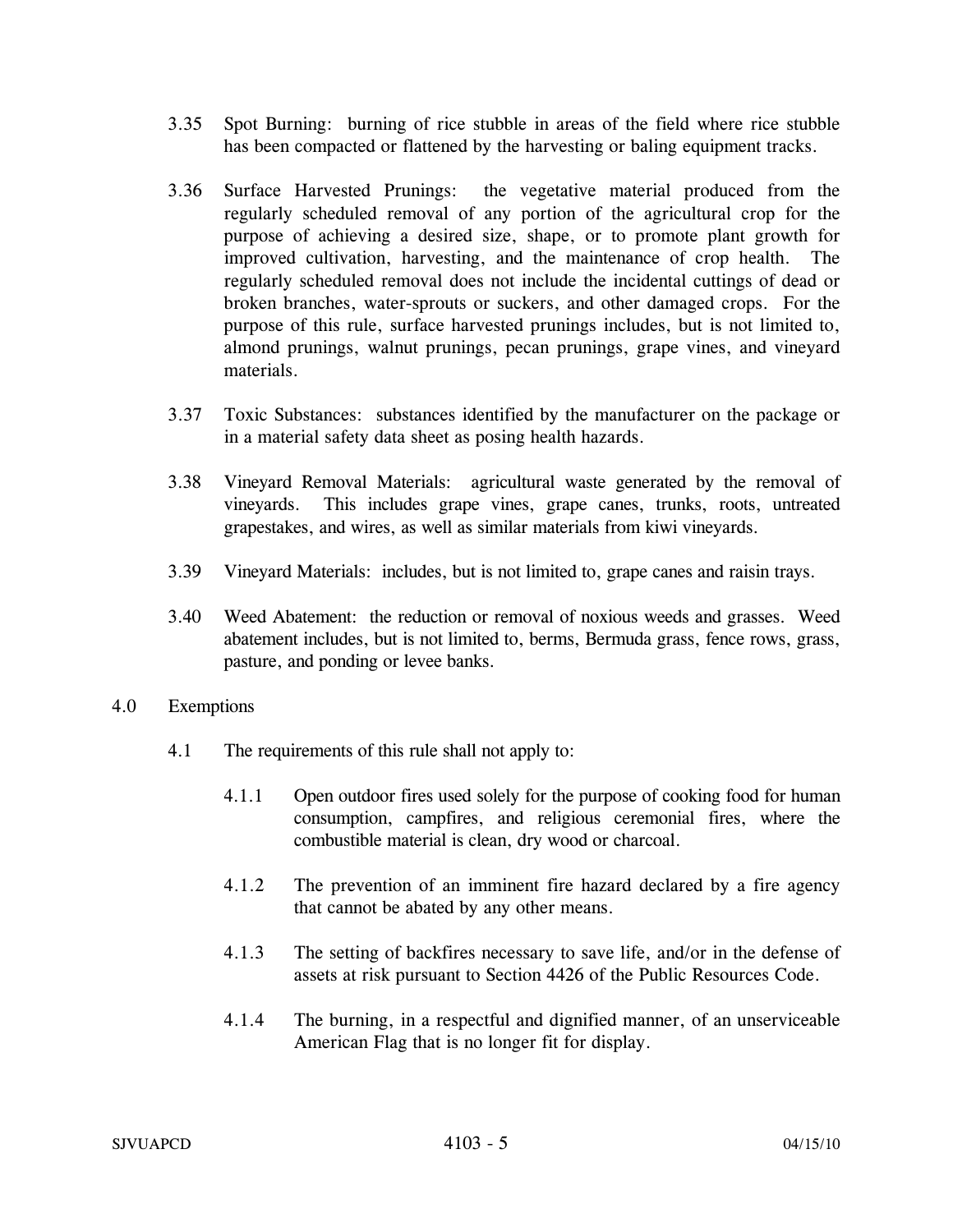3.35 Spot Burning: burning of rice stubble in areas of the field where rice stubble has been compacted or flattened by the harvesting or baling equipment tracks.

3.36 Surface Harvested Prunings: the vegetative material produced from the regularly scheduled removal of any portion of the agricultural crop for the purpose of achieving a desired size, shape, or to promote plant growth for improved cultivation, harvesting, and the maintenance of crop health. The regularly scheduled removal does not include the incidental cuttings of dead or broken branches, water-sprouts or suckers, and other damaged crops. For the purpose of this rule, surface harvested prunings includes, but is not limited to, almond prunings, walnut prunings, pecan prunings, grape vines, and vineyard materials.

3.37 Toxic Substances: substances identified by the manufacturer on the package or in a material safety data sheet as posing health hazards.

3.38 Vineyard Removal Materials: agricultural waste generated by the removal of vineyards. This includes grape vines, grape canes, trunks, roots, untreated grapestakes, and wires, as well as similar materials from kiwi vineyards.

3.39 Vineyard Materials: includes, but is not limited to, grape canes and raisin trays.

3.40 Weed Abatement: the reduction or removal of noxious weeds and grasses. Weed abatement includes, but is not limited to, berms, Bermuda grass, fence rows, grass, pasture, and ponding or levee banks.

## 4.0 Exemptions

4.1 The requirements of this rule shall not apply to:

4.1.1 Open outdoor fires used solely for the purpose of cooking food for human consumption, campfires, and religious ceremonial fires, where the combustible material is clean, dry wood or charcoal.

4.1.2 The prevention of an imminent fire hazard declared by a fire agency that cannot be abated by any other means.

4.1.3 The setting of backfires necessary to save life, and/or in the defense of assets at risk pursuant to Section 4426 of the Public Resources Code.

4.1.4 The burning, in a respectful and dignified manner, of an unserviceable American Flag that is no longer fit for display.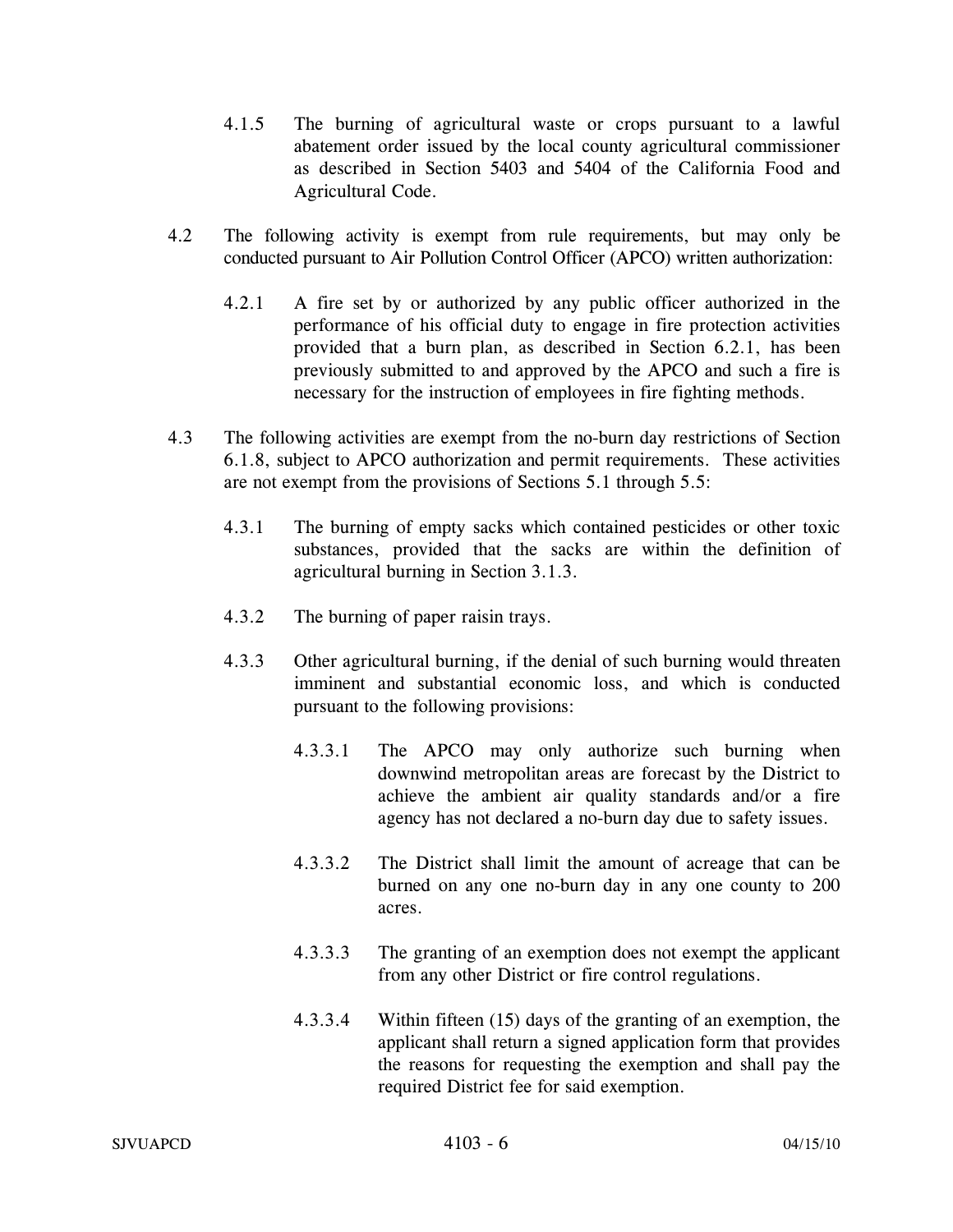4.1.5 The burning of agricultural waste or crops pursuant to a lawful abatement order issued by the local county agricultural commissioner as described in Section 5403 and 5404 of the California Food and Agricultural Code.

4.2 The following activity is exempt from rule requirements, but may only be conducted pursuant to Air Pollution Control Officer (APCO) written authorization:

4.2.1 A fire set by or authorized by any public officer authorized in the performance of his official duty to engage in fire protection activities provided that a burn plan, as described in Section 6.2.1, has been previously submitted to and approved by the APCO and such a fire is necessary for the instruction of employees in fire fighting methods.

4.3 The following activities are exempt from the no-burn day restrictions of Section 6.1.8, subject to APCO authorization and permit requirements. These activities are not exempt from the provisions of Sections 5.1 through 5.5:

4.3.1 The burning of empty sacks which contained pesticides or other toxic substances, provided that the sacks are within the definition of agricultural burning in Section 3.1.3.

4.3.2 The burning of paper raisin trays.

4.3.3 Other agricultural burning, if the denial of such burning would threaten imminent and substantial economic loss, and which is conducted pursuant to the following provisions:

4.3.3.1 The APCO may only authorize such burning when downwind metropolitan areas are forecast by the District to achieve the ambient air quality standards and/or a fire agency has not declared a no-burn day due to safety issues.

4.3.3.2 The District shall limit the amount of acreage that can be burned on any one no-burn day in any one county to 200 acres.

4.3.3.3 The granting of an exemption does not exempt the applicant from any other District or fire control regulations.

4.3.3.4 Within fifteen (15) days of the granting of an exemption, the applicant shall return a signed application form that provides the reasons for requesting the exemption and shall pay the required District fee for said exemption.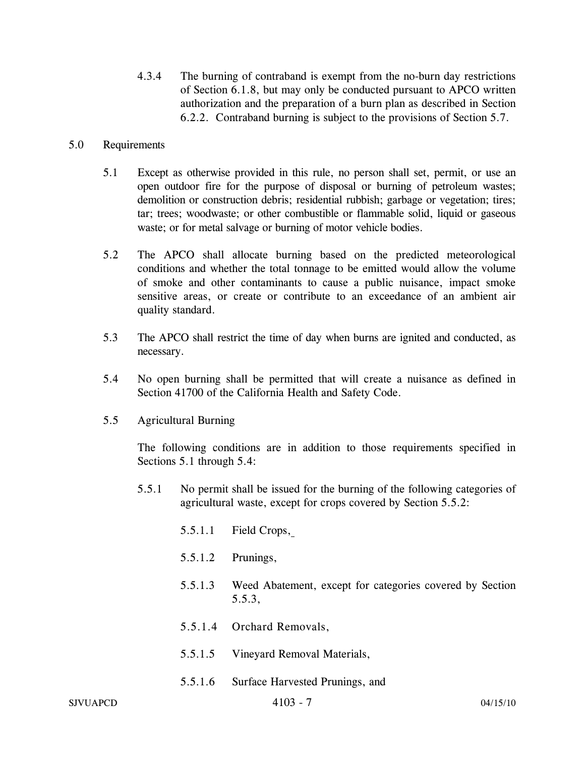4.3.4 The burning of contraband is exempt from the no-burn day restrictions of Section 6.1.8, but may only be conducted pursuant to APCO written authorization and the preparation of a burn plan as described in Section 6.2.2. Contraband burning is subject to the provisions of Section 5.7.

## 5.0 Requirements

5.1 Except as otherwise provided in this rule, no person shall set, permit, or use an open outdoor fire for the purpose of disposal or burning of petroleum wastes; demolition or construction debris; residential rubbish; garbage or vegetation; tires; tar; trees; woodwaste; or other combustible or flammable solid, liquid or gaseous waste; or for metal salvage or burning of motor vehicle bodies.

5.2 The APCO shall allocate burning based on the predicted meteorological conditions and whether the total tonnage to be emitted would allow the volume of smoke and other contaminants to cause a public nuisance, impact smoke sensitive areas, or create or contribute to an exceedance of an ambient air quality standard.

5.3 The APCO shall restrict the time of day when burns are ignited and conducted, as necessary.

5.4 No open burning shall be permitted that will create a nuisance as defined in Section 41700 of the California Health and Safety Code.

5.5 Agricultural Burning

The following conditions are in addition to those requirements specified in Sections 5.1 through 5.4:

5.5.1 No permit shall be issued for the burning of the following categories of agricultural waste, except for crops covered by Section 5.5.2:

5.5.1.1 Field Crops,

5.5.1.2 Prunings,

5.5.1.3 Weed Abatement, except for categories covered by Section 5.5.3,

5.5.1.4 Orchard Removals,

5.5.1.5 Vineyard Removal Materials,

5.5.1.6 Surface Harvested Prunings, and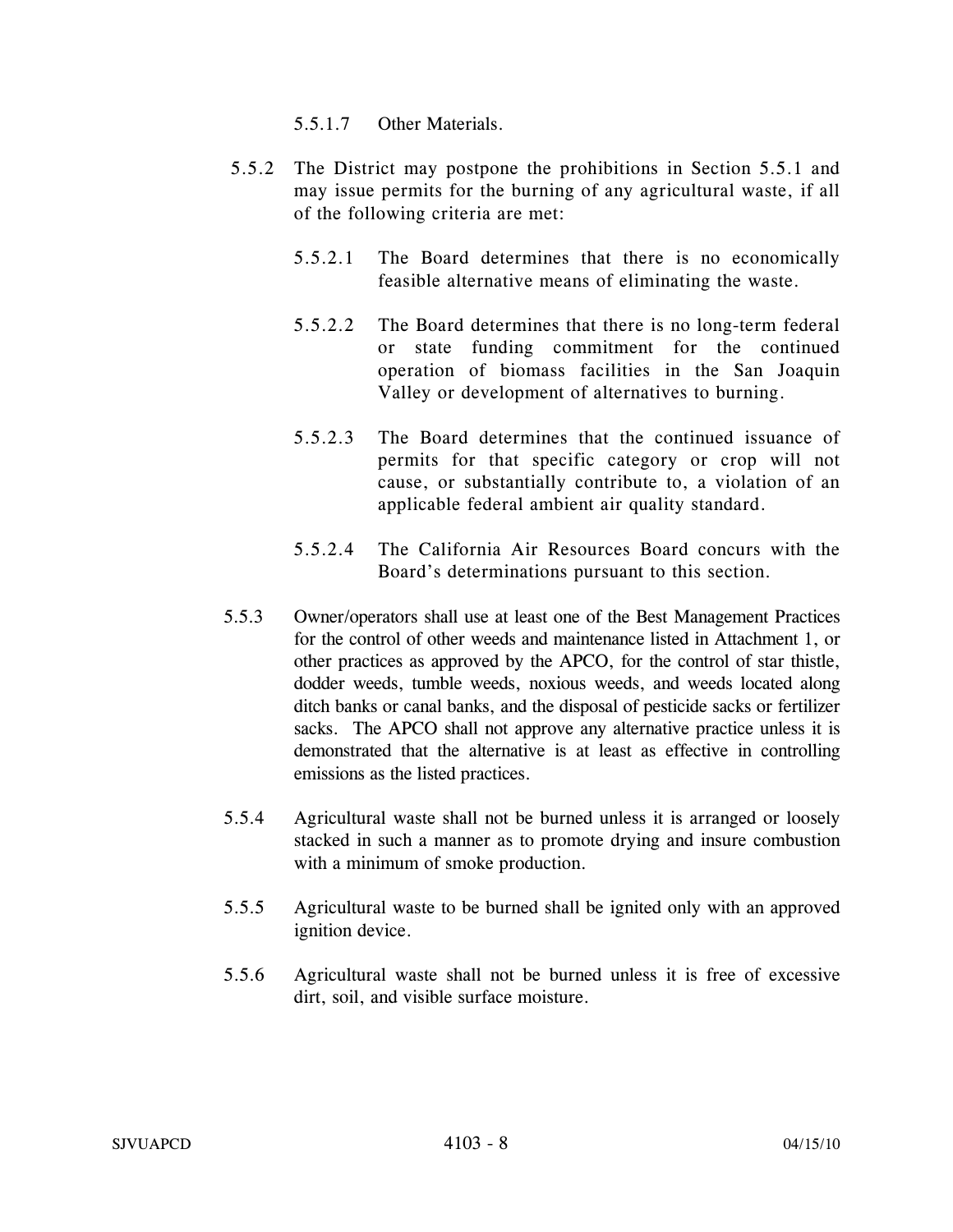5.5.1.7 Other Materials.

5.5.2 The District may postpone the prohibitions in Section 5.5.1 and may issue permits for the burning of any agricultural waste, if all of the following criteria are met:

5.5.2.1 The Board determines that there is no economically feasible alternative means of eliminating the waste.

5.5.2.2 The Board determines that there is no long-term federal or state funding commitment for the continued operation of biomass facilities in the San Joaquin Valley or development of alternatives to burning.

5.5.2.3 The Board determines that the continued issuance of permits for that specific category or crop will not cause, or substantially contribute to, a violation of an applicable federal ambient air quality standard.

5.5.2.4 The California Air Resources Board concurs with the Board's determinations pursuant to this section.

5.5.3 Owner/operators shall use at least one of the Best Management Practices for the control of other weeds and maintenance listed in Attachment 1, or other practices as approved by the APCO, for the control of star thistle, dodder weeds, tumble weeds, noxious weeds, and weeds located along ditch banks or canal banks, and the disposal of pesticide sacks or fertilizer sacks. The APCO shall not approve any alternative practice unless it is demonstrated that the alternative is at least as effective in controlling emissions as the listed practices.

5.5.4 Agricultural waste shall not be burned unless it is arranged or loosely stacked in such a manner as to promote drying and insure combustion with a minimum of smoke production.

5.5.5 Agricultural waste to be burned shall be ignited only with an approved ignition device.

5.5.6 Agricultural waste shall not be burned unless it is free of excessive dirt, soil, and visible surface moisture.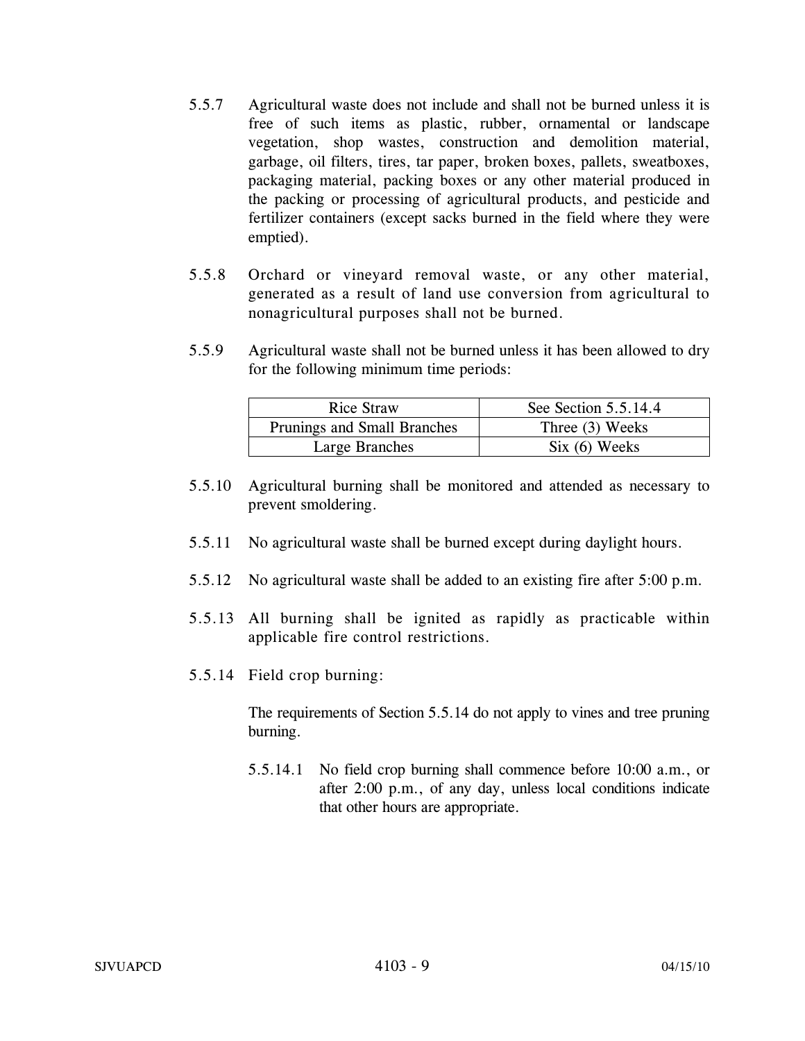5.5.7 Agricultural waste does not include and shall not be burned unless it is free of such items as plastic, rubber, ornamental or landscape vegetation, shop wastes, construction and demolition material, garbage, oil filters, tires, tar paper, broken boxes, pallets, sweatboxes, packaging material, packing boxes or any other material produced in the packing or processing of agricultural products, and pesticide and fertilizer containers (except sacks burned in the field where they were emptied).

5.5.8 Orchard or vineyard removal waste, or any other material, generated as a result of land use conversion from agricultural to nonagricultural purposes shall not be burned.

5.5.9 Agricultural waste shall not be burned unless it has been allowed to dry for the following minimum time periods:

| Rice Straw | See Section 5.5.14.4 |
|---|---|
| Prunings and Small Branches | Three (3) Weeks |
| Large Branches | Six (6) Weeks |

5.5.10 Agricultural burning shall be monitored and attended as necessary to prevent smoldering.

5.5.11 No agricultural waste shall be burned except during daylight hours.

5.5.12 No agricultural waste shall be added to an existing fire after 5:00 p.m.

5.5.13 All burning shall be ignited as rapidly as practicable within applicable fire control restrictions.

5.5.14 Field crop burning:

The requirements of Section 5.5.14 do not apply to vines and tree pruning burning.

5.5.14.1 No field crop burning shall commence before 10:00 a.m., or after 2:00 p.m., of any day, unless local conditions indicate that other hours are appropriate.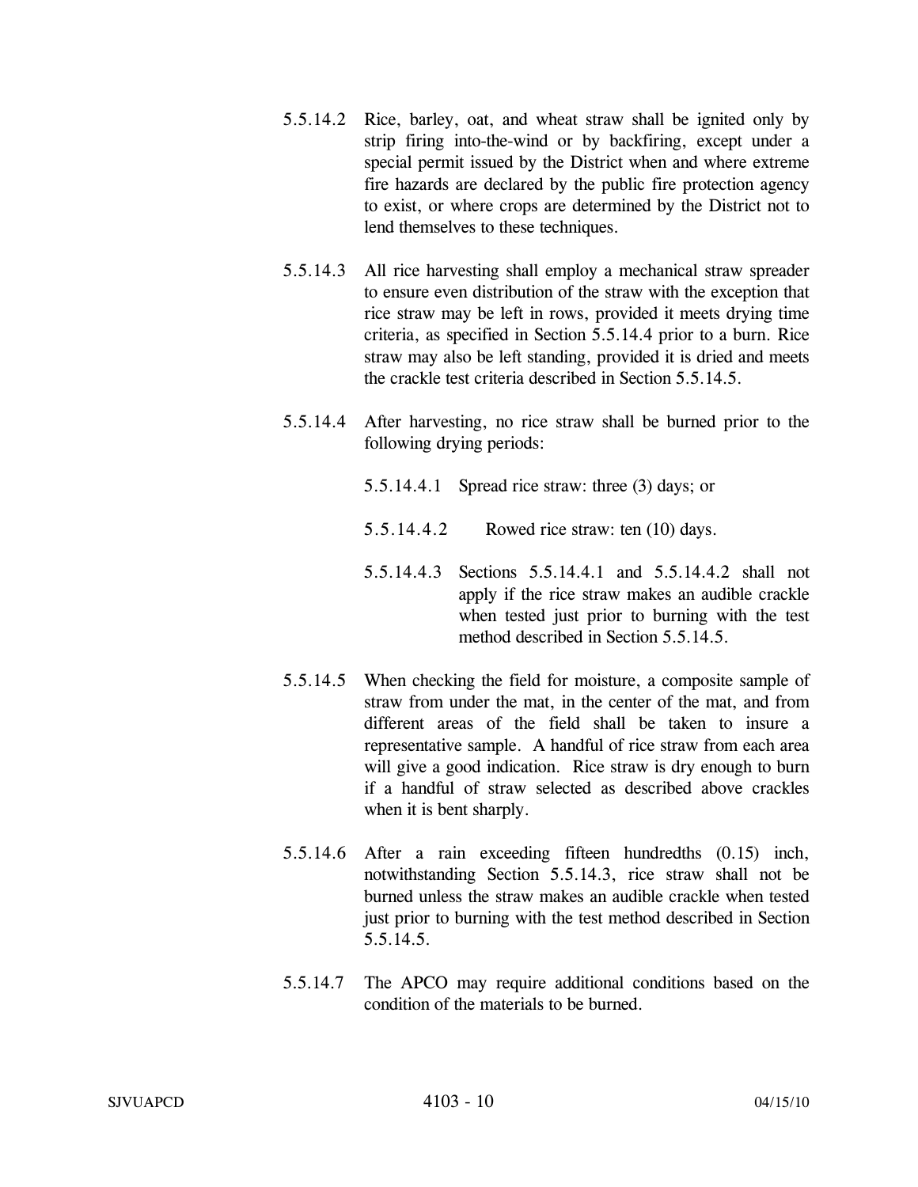5.5.14.2 Rice, barley, oat, and wheat straw shall be ignited only by strip firing into-the-wind or by backfiring, except under a special permit issued by the District when and where extreme fire hazards are declared by the public fire protection agency to exist, or where crops are determined by the District not to lend themselves to these techniques.

5.5.14.3 All rice harvesting shall employ a mechanical straw spreader to ensure even distribution of the straw with the exception that rice straw may be left in rows, provided it meets drying time criteria, as specified in Section 5.5.14.4 prior to a burn. Rice straw may also be left standing, provided it is dried and meets the crackle test criteria described in Section 5.5.14.5.

5.5.14.4 After harvesting, no rice straw shall be burned prior to the following drying periods:

5.5.14.4.1 Spread rice straw: three (3) days; or

5.5.14.4.2 Rowed rice straw: ten (10) days.

5.5.14.4.3 Sections 5.5.14.4.1 and 5.5.14.4.2 shall not apply if the rice straw makes an audible crackle when tested just prior to burning with the test method described in Section 5.5.14.5.

5.5.14.5 When checking the field for moisture, a composite sample of straw from under the mat, in the center of the mat, and from different areas of the field shall be taken to insure a representative sample. A handful of rice straw from each area will give a good indication. Rice straw is dry enough to burn if a handful of straw selected as described above crackles when it is bent sharply.

5.5.14.6 After a rain exceeding fifteen hundredths (0.15) inch, notwithstanding Section 5.5.14.3, rice straw shall not be burned unless the straw makes an audible crackle when tested just prior to burning with the test method described in Section 5.5.14.5.

5.5.14.7 The APCO may require additional conditions based on the condition of the materials to be burned.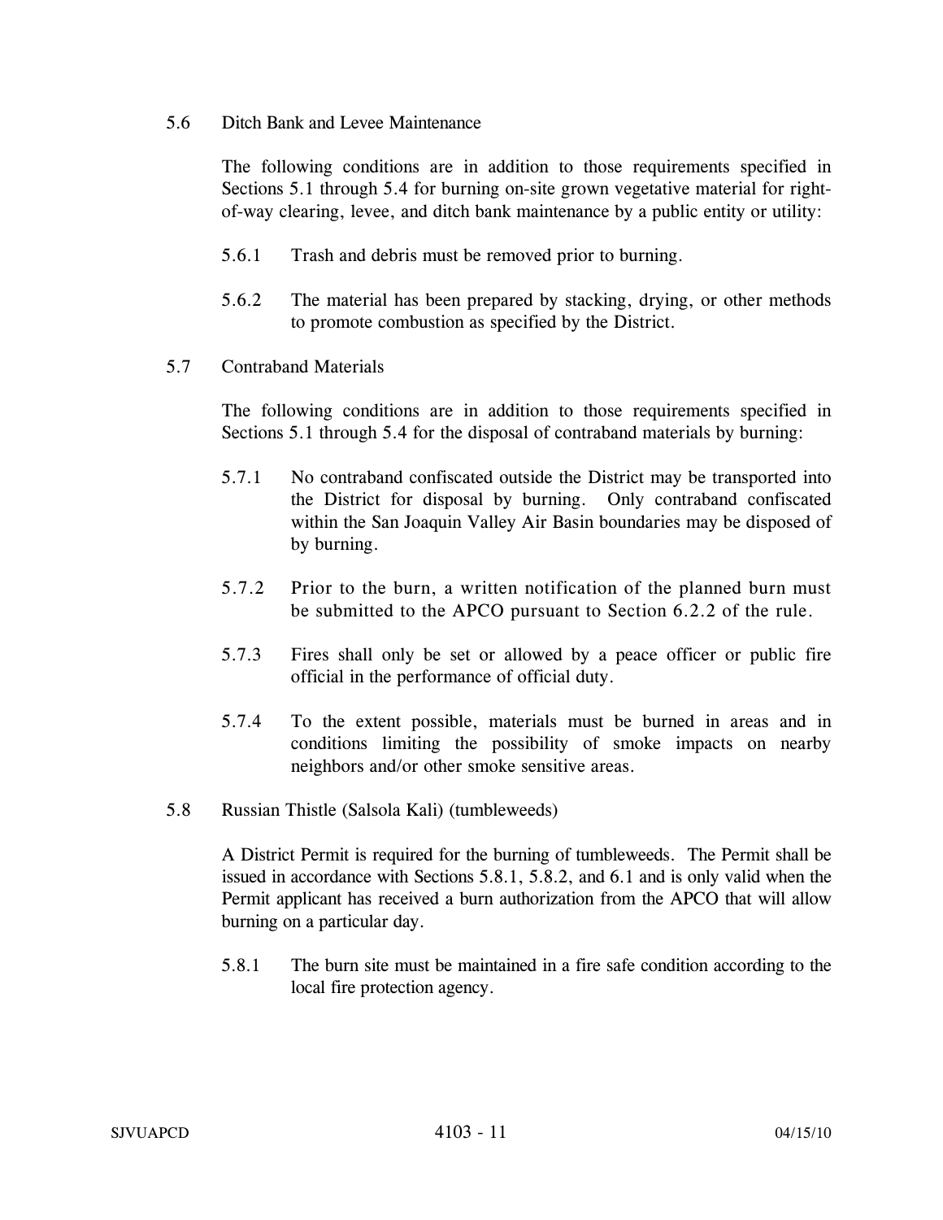5.6 Ditch Bank and Levee Maintenance

The following conditions are in addition to those requirements specified in Sections 5.1 through 5.4 for burning on-site grown vegetative material for right-of-way clearing, levee, and ditch bank maintenance by a public entity or utility:

5.6.1 Trash and debris must be removed prior to burning.

5.6.2 The material has been prepared by stacking, drying, or other methods to promote combustion as specified by the District.

5.7 Contraband Materials

The following conditions are in addition to those requirements specified in Sections 5.1 through 5.4 for the disposal of contraband materials by burning:

5.7.1 No contraband confiscated outside the District may be transported into the District for disposal by burning. Only contraband confiscated within the San Joaquin Valley Air Basin boundaries may be disposed of by burning.

5.7.2 Prior to the burn, a written notification of the planned burn must be submitted to the APCO pursuant to Section 6.2.2 of the rule.

5.7.3 Fires shall only be set or allowed by a peace officer or public fire official in the performance of official duty.

5.7.4 To the extent possible, materials must be burned in areas and in conditions limiting the possibility of smoke impacts on nearby neighbors and/or other smoke sensitive areas.

5.8 Russian Thistle (Salsola Kali) (tumbleweeds)

A District Permit is required for the burning of tumbleweeds. The Permit shall be issued in accordance with Sections 5.8.1, 5.8.2, and 6.1 and is only valid when the Permit applicant has received a burn authorization from the APCO that will allow burning on a particular day.

5.8.1 The burn site must be maintained in a fire safe condition according to the local fire protection agency.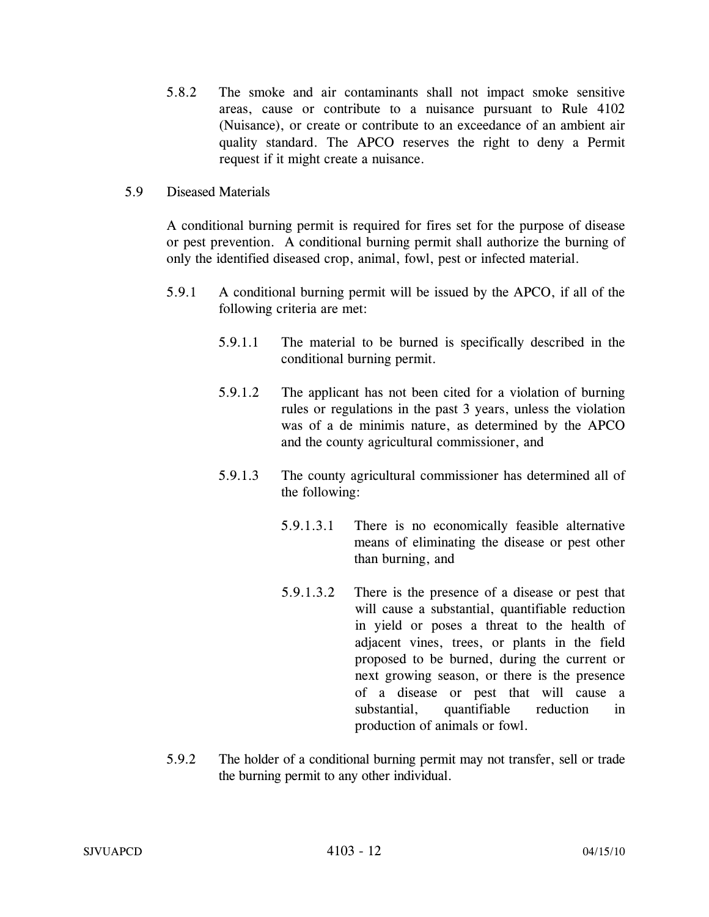5.8.2 The smoke and air contaminants shall not impact smoke sensitive areas, cause or contribute to a nuisance pursuant to Rule 4102 (Nuisance), or create or contribute to an exceedance of an ambient air quality standard. The APCO reserves the right to deny a Permit request if it might create a nuisance.

5.9 Diseased Materials

A conditional burning permit is required for fires set for the purpose of disease or pest prevention. A conditional burning permit shall authorize the burning of only the identified diseased crop, animal, fowl, pest or infected material.

5.9.1 A conditional burning permit will be issued by the APCO, if all of the following criteria are met:

5.9.1.1 The material to be burned is specifically described in the conditional burning permit.

5.9.1.2 The applicant has not been cited for a violation of burning rules or regulations in the past 3 years, unless the violation was of a de minimis nature, as determined by the APCO and the county agricultural commissioner, and

5.9.1.3 The county agricultural commissioner has determined all of the following:

5.9.1.3.1 There is no economically feasible alternative means of eliminating the disease or pest other than burning, and

5.9.1.3.2 There is the presence of a disease or pest that will cause a substantial, quantifiable reduction in yield or poses a threat to the health of adjacent vines, trees, or plants in the field proposed to be burned, during the current or next growing season, or there is the presence of a disease or pest that will cause a substantial, quantifiable reduction in production of animals or fowl.

5.9.2 The holder of a conditional burning permit may not transfer, sell or trade the burning permit to any other individual.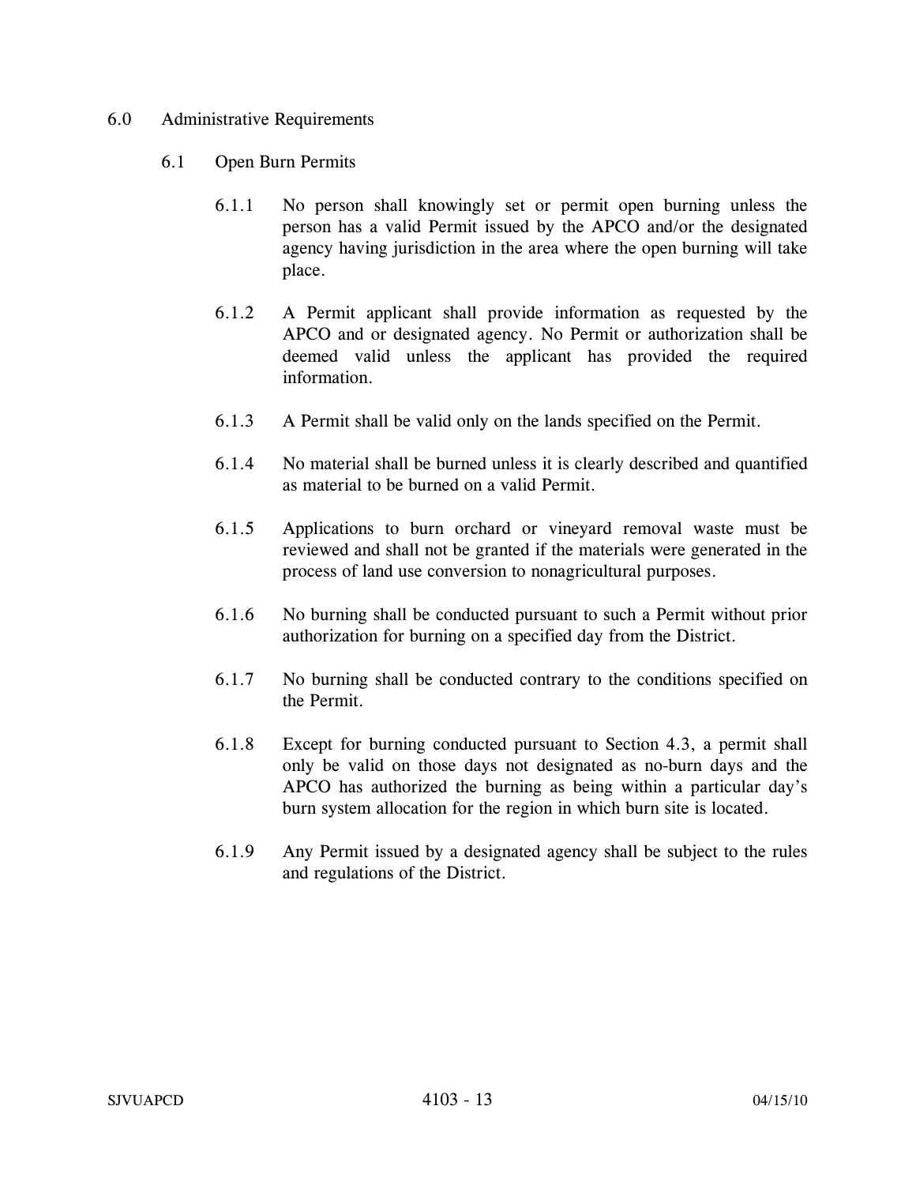## 6.0 Administrative Requirements

### 6.1 Open Burn Permits

6.1.1 No person shall knowingly set or permit open burning unless the person has a valid Permit issued by the APCO and/or the designated agency having jurisdiction in the area where the open burning will take place.

6.1.2 A Permit applicant shall provide information as requested by the APCO and or designated agency. No Permit or authorization shall be deemed valid unless the applicant has provided the required information.

6.1.3 A Permit shall be valid only on the lands specified on the Permit.

6.1.4 No material shall be burned unless it is clearly described and quantified as material to be burned on a valid Permit.

6.1.5 Applications to burn orchard or vineyard removal waste must be reviewed and shall not be granted if the materials were generated in the process of land use conversion to nonagricultural purposes.

6.1.6 No burning shall be conducted pursuant to such a Permit without prior authorization for burning on a specified day from the District.

6.1.7 No burning shall be conducted contrary to the conditions specified on the Permit.

6.1.8 Except for burning conducted pursuant to Section 4.3, a permit shall only be valid on those days not designated as no-burn days and the APCO has authorized the burning as being within a particular day's burn system allocation for the region in which burn site is located.

6.1.9 Any Permit issued by a designated agency shall be subject to the rules and regulations of the District.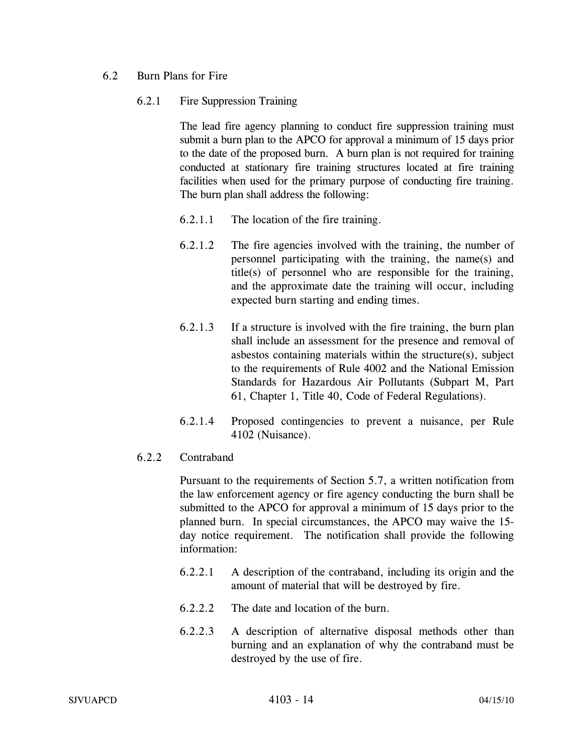6.2 Burn Plans for Fire

6.2.1 Fire Suppression Training

The lead fire agency planning to conduct fire suppression training must submit a burn plan to the APCO for approval a minimum of 15 days prior to the date of the proposed burn. A burn plan is not required for training conducted at stationary fire training structures located at fire training facilities when used for the primary purpose of conducting fire training. The burn plan shall address the following:

6.2.1.1 The location of the fire training.

6.2.1.2 The fire agencies involved with the training, the number of personnel participating with the training, the name(s) and title(s) of personnel who are responsible for the training, and the approximate date the training will occur, including expected burn starting and ending times.

6.2.1.3 If a structure is involved with the fire training, the burn plan shall include an assessment for the presence and removal of asbestos containing materials within the structure(s), subject to the requirements of Rule 4002 and the National Emission Standards for Hazardous Air Pollutants (Subpart M, Part 61, Chapter 1, Title 40, Code of Federal Regulations).

6.2.1.4 Proposed contingencies to prevent a nuisance, per Rule 4102 (Nuisance).

6.2.2 Contraband

Pursuant to the requirements of Section 5.7, a written notification from the law enforcement agency or fire agency conducting the burn shall be submitted to the APCO for approval a minimum of 15 days prior to the planned burn. In special circumstances, the APCO may waive the 15-day notice requirement. The notification shall provide the following information:

6.2.2.1 A description of the contraband, including its origin and the amount of material that will be destroyed by fire.

6.2.2.2 The date and location of the burn.

6.2.2.3 A description of alternative disposal methods other than burning and an explanation of why the contraband must be destroyed by the use of fire.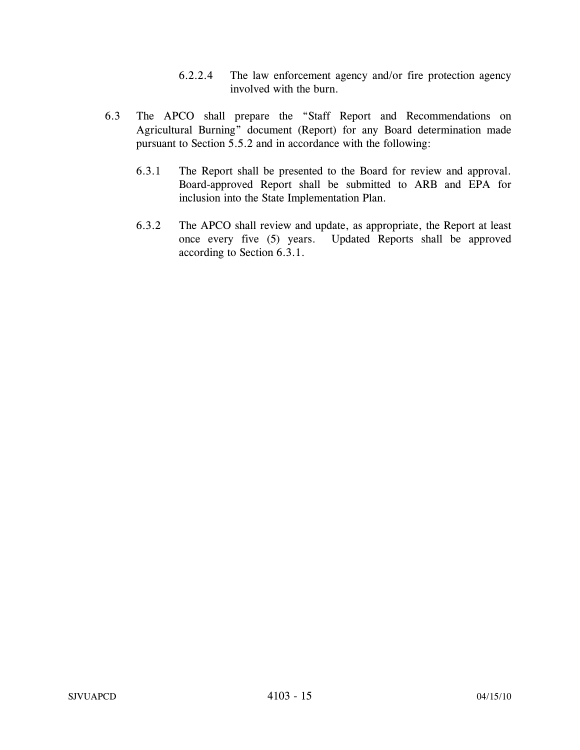6.2.2.4 The law enforcement agency and/or fire protection agency involved with the burn.

6.3 The APCO shall prepare the "Staff Report and Recommendations on Agricultural Burning" document (Report) for any Board determination made pursuant to Section 5.5.2 and in accordance with the following:

6.3.1 The Report shall be presented to the Board for review and approval. Board-approved Report shall be submitted to ARB and EPA for inclusion into the State Implementation Plan.

6.3.2 The APCO shall review and update, as appropriate, the Report at least once every five (5) years. Updated Reports shall be approved according to Section 6.3.1.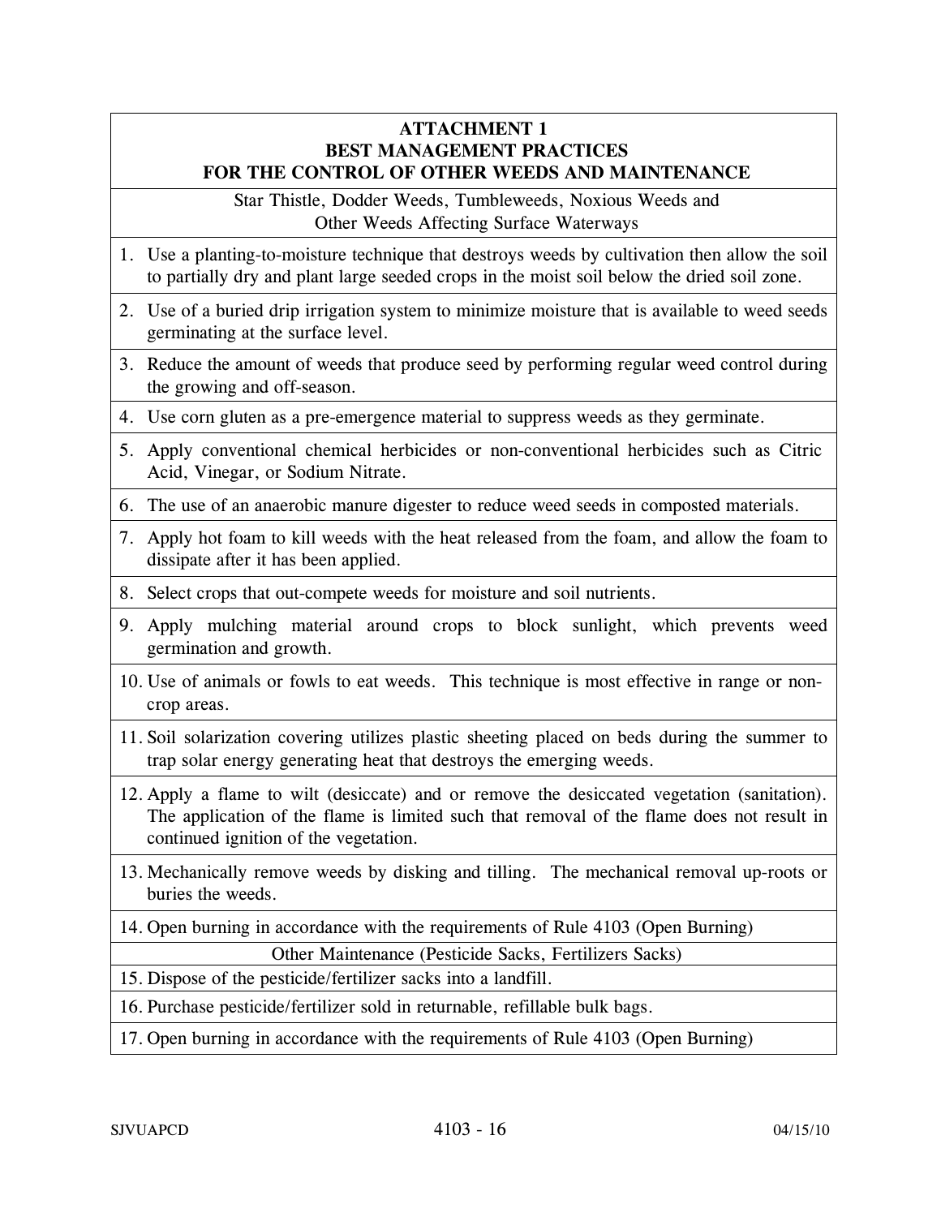## ATTACHMENT 1
## BEST MANAGEMENT PRACTICES
## FOR THE CONTROL OF OTHER WEEDS AND MAINTENANCE

| |
|---|
| Star Thistle, Dodder Weeds, Tumbleweeds, Noxious Weeds and Other Weeds Affecting Surface Waterways |
| 1. Use a planting-to-moisture technique that destroys weeds by cultivation then allow the soil to partially dry and plant large seeded crops in the moist soil below the dried soil zone. |
| 2. Use of a buried drip irrigation system to minimize moisture that is available to weed seeds germinating at the surface level. |
| 3. Reduce the amount of weeds that produce seed by performing regular weed control during the growing and off-season. |
| 4. Use corn gluten as a pre-emergence material to suppress weeds as they germinate. |
| 5. Apply conventional chemical herbicides or non-conventional herbicides such as Citric Acid, Vinegar, or Sodium Nitrate. |
| 6. The use of an anaerobic manure digester to reduce weed seeds in composted materials. |
| 7. Apply hot foam to kill weeds with the heat released from the foam, and allow the foam to dissipate after it has been applied. |
| 8. Select crops that out-compete weeds for moisture and soil nutrients. |
| 9. Apply mulching material around crops to block sunlight, which prevents weed germination and growth. |
| 10. Use of animals or fowls to eat weeds. This technique is most effective in range or non-crop areas. |
| 11. Soil solarization covering utilizes plastic sheeting placed on beds during the summer to trap solar energy generating heat that destroys the emerging weeds. |
| 12. Apply a flame to wilt (desiccate) and or remove the desiccated vegetation (sanitation). The application of the flame is limited such that removal of the flame does not result in continued ignition of the vegetation. |
| 13. Mechanically remove weeds by disking and tilling. The mechanical removal up-roots or buries the weeds. |
| 14. Open burning in accordance with the requirements of Rule 4103 (Open Burning) |
| Other Maintenance (Pesticide Sacks, Fertilizers Sacks) |
| 15. Dispose of the pesticide/fertilizer sacks into a landfill. |
| 16. Purchase pesticide/fertilizer sold in returnable, refillable bulk bags. |
| 17. Open burning in accordance with the requirements of Rule 4103 (Open Burning) |